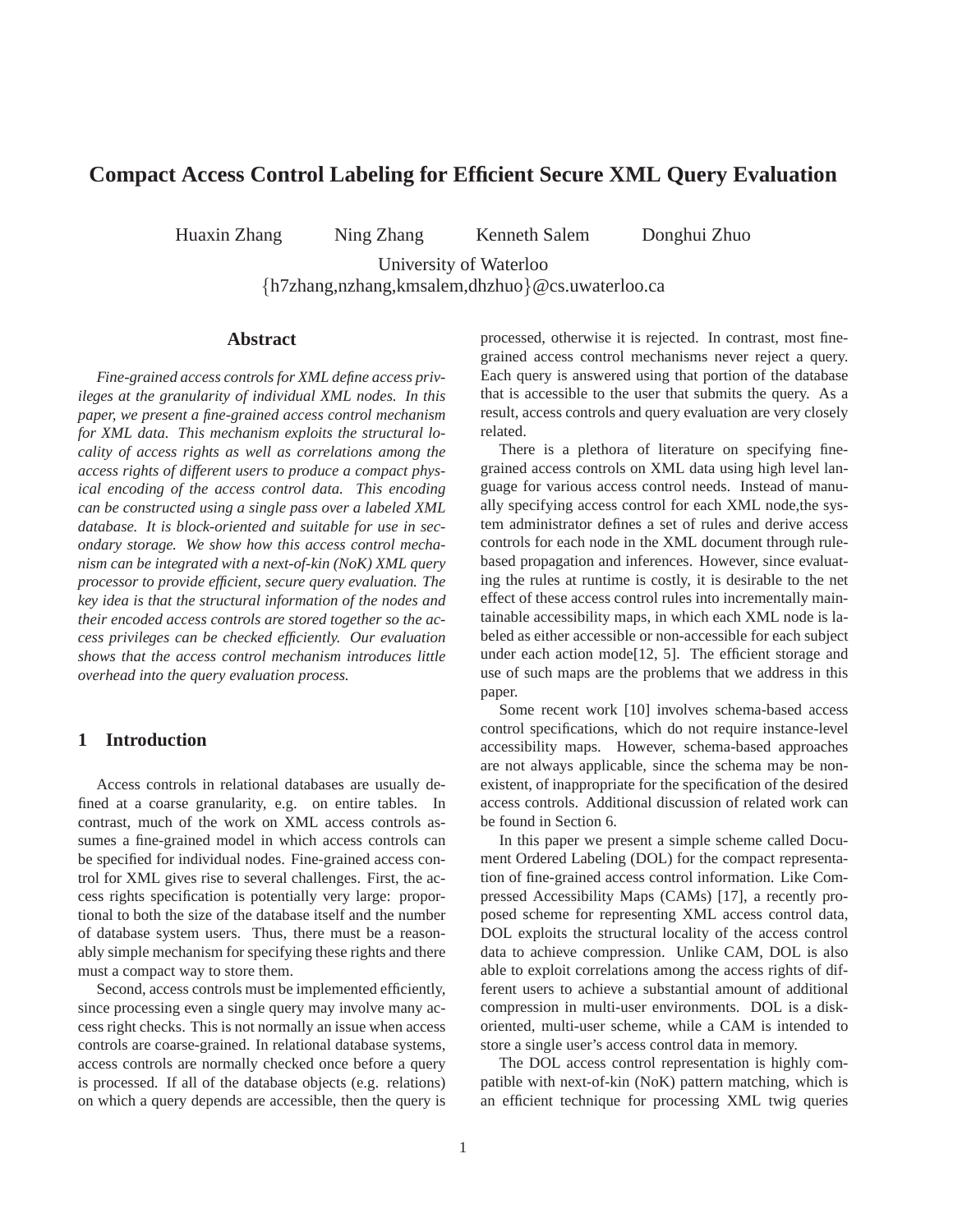# Compact Access Control Labeling for Efficient Secure XML Query Evaluation

Huaxin Zhang   Ning Zhang   Kenneth Salem   Donghui Zhuo

University of Waterloo

{h7zhang,nzhang,kmsalem,dhzhuo}@cs.uwaterloo.ca

## Abstract

*Fine-grained access controls for XML define access privileges at the granularity of individual XML nodes. In this paper, we present a fine-grained access control mechanism for XML data. This mechanism exploits the structural locality of access rights as well as correlations among the access rights of different users to produce a compact physical encoding of the access control data. This encoding can be constructed using a single pass over a labeled XML database. It is block-oriented and suitable for use in secondary storage. We show how this access control mechanism can be integrated with a next-of-kin (NoK) XML query processor to provide efficient, secure query evaluation. The key idea is that the structural information of the nodes and their encoded access controls are stored together so the access privileges can be checked efficiently. Our evaluation shows that the access control mechanism introduces little overhead into the query evaluation process.*

## 1 Introduction

Access controls in relational databases are usually defined at a coarse granularity, e.g. on entire tables. In contrast, much of the work on XML access controls assumes a fine-grained model in which access controls can be specified for individual nodes. Fine-grained access control for XML gives rise to several challenges. First, the access rights specification is potentially very large: proportional to both the size of the database itself and the number of database system users. Thus, there must be a reasonably simple mechanism for specifying these rights and there must a compact way to store them.

Second, access controls must be implemented efficiently, since processing even a single query may involve many access right checks. This is not normally an issue when access controls are coarse-grained. In relational database systems, access controls are normally checked once before a query is processed. If all of the database objects (e.g. relations) on which a query depends are accessible, then the query is processed, otherwise it is rejected. In contrast, most fine-grained access control mechanisms never reject a query. Each query is answered using that portion of the database that is accessible to the user that submits the query. As a result, access controls and query evaluation are very closely related.

There is a plethora of literature on specifying fine-grained access controls on XML data using high level language for various access control needs. Instead of manually specifying access control for each XML node,the system administrator defines a set of rules and derive access controls for each node in the XML document through rule-based propagation and inferences. However, since evaluating the rules at runtime is costly, it is desirable to the net effect of these access control rules into incrementally maintainable accessibility maps, in which each XML node is labeled as either accessible or non-accessible for each subject under each action mode[12, 5]. The efficient storage and use of such maps are the problems that we address in this paper.

Some recent work [10] involves schema-based access control specifications, which do not require instance-level accessibility maps. However, schema-based approaches are not always applicable, since the schema may be nonexistent, of inappropriate for the specification of the desired access controls. Additional discussion of related work can be found in Section 6.

In this paper we present a simple scheme called Document Ordered Labeling (DOL) for the compact representation of fine-grained access control information. Like Compressed Accessibility Maps (CAMs) [17], a recently proposed scheme for representing XML access control data, DOL exploits the structural locality of the access control data to achieve compression. Unlike CAM, DOL is also able to exploit correlations among the access rights of different users to achieve a substantial amount of additional compression in multi-user environments. DOL is a disk-oriented, multi-user scheme, while a CAM is intended to store a single user's access control data in memory.

The DOL access control representation is highly compatible with next-of-kin (NoK) pattern matching, which is an efficient technique for processing XML twig queries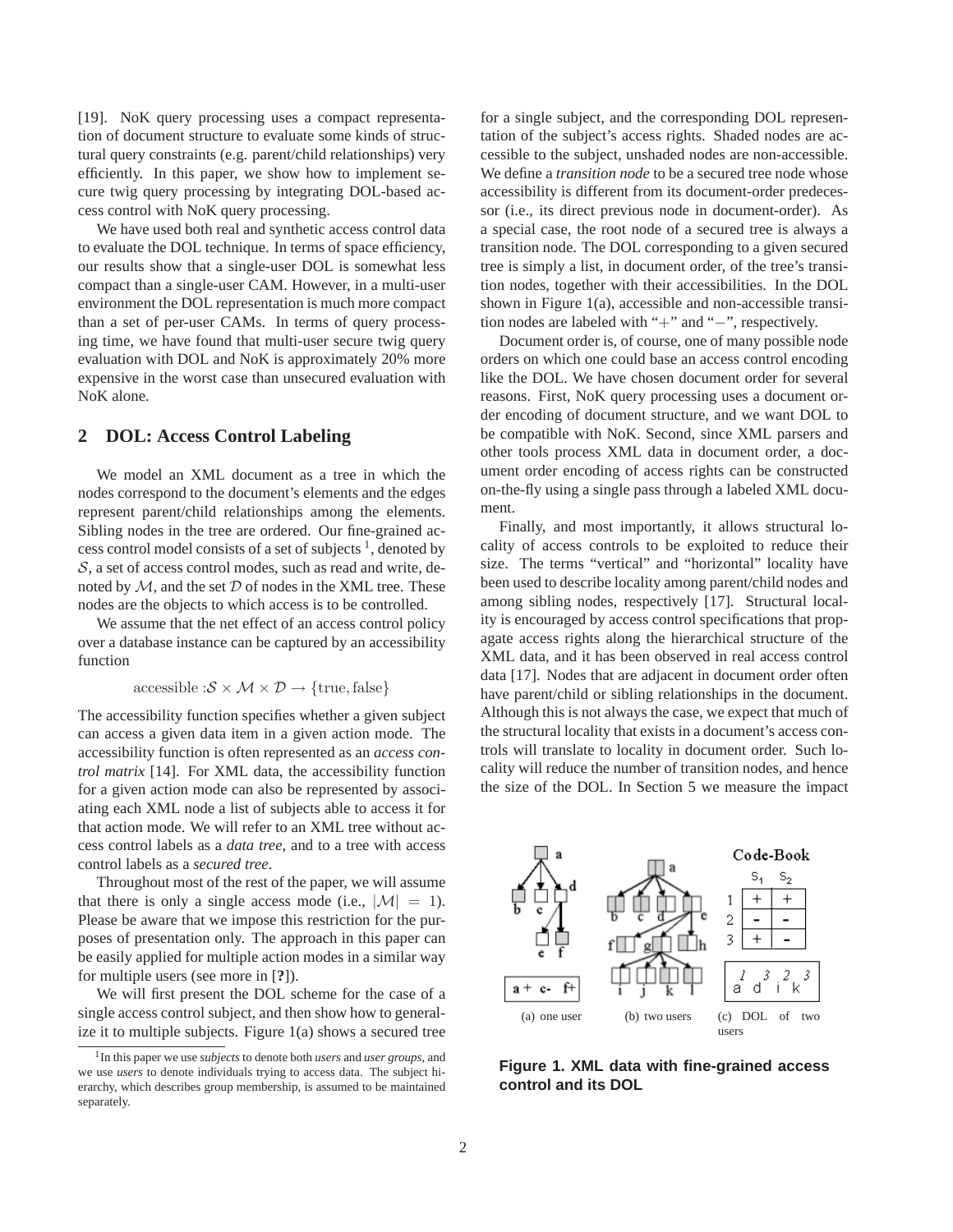[19]. NoK query processing uses a compact representation of document structure to evaluate some kinds of structural query constraints (e.g. parent/child relationships) very efficiently. In this paper, we show how to implement secure twig query processing by integrating DOL-based access control with NoK query processing.

We have used both real and synthetic access control data to evaluate the DOL technique. In terms of space efficiency, our results show that a single-user DOL is somewhat less compact than a single-user CAM. However, in a multi-user environment the DOL representation is much more compact than a set of per-user CAMs. In terms of query processing time, we have found that multi-user secure twig query evaluation with DOL and NoK is approximately 20% more expensive in the worst case than unsecured evaluation with NoK alone.

## 2 DOL: Access Control Labeling

We model an XML document as a tree in which the nodes correspond to the document's elements and the edges represent parent/child relationships among the elements. Sibling nodes in the tree are ordered. Our fine-grained access control model consists of a set of subjects [1], denoted by $\mathcal{S}$, a set of access control modes, such as read and write, denoted by $\mathcal{M}$, and the set $\mathcal{D}$ of nodes in the XML tree. These nodes are the objects to which access is to be controlled.

We assume that the net effect of an access control policy over a database instance can be captured by an accessibility function

$$\text{accessible} : \mathcal{S} \times \mathcal{M} \times \mathcal{D} \rightarrow \{\text{true}, \text{false}\}$$

The accessibility function specifies whether a given subject can access a given data item in a given action mode. The accessibility function is often represented as an *access control matrix* [14]. For XML data, the accessibility function for a given action mode can also be represented by associating each XML node a list of subjects able to access it for that action mode. We will refer to an XML tree without access control labels as a *data tree*, and to a tree with access control labels as a *secured tree*.

Throughout most of the rest of the paper, we will assume that there is only a single access mode (i.e., $|\mathcal{M}| = 1$). Please be aware that we impose this restriction for the purposes of presentation only. The approach in this paper can be easily applied for multiple action modes in a similar way for multiple users (see more in [**?**]).

We will first present the DOL scheme for the case of a single access control subject, and then show how to generalize it to multiple subjects. Figure 1(a) shows a secured tree for a single subject, and the corresponding DOL representation of the subject's access rights. Shaded nodes are accessible to the subject, unshaded nodes are non-accessible. We define a *transition node* to be a secured tree node whose accessibility is different from its document-order predecessor (i.e., its direct previous node in document-order). As a special case, the root node of a secured tree is always a transition node. The DOL corresponding to a given secured tree is simply a list, in document order, of the tree's transition nodes, together with their accessibilities. In the DOL shown in Figure 1(a), accessible and non-accessible transition nodes are labeled with "+" and "−", respectively.

Document order is, of course, one of many possible node orders on which one could base an access control encoding like the DOL. We have chosen document order for several reasons. First, NoK query processing uses a document order encoding of document structure, and we want DOL to be compatible with NoK. Second, since XML parsers and other tools process XML data in document order, a document order encoding of access rights can be constructed on-the-fly using a single pass through a labeled XML document.

Finally, and most importantly, it allows structural locality of access controls to be exploited to reduce their size. The terms "vertical" and "horizontal" locality have been used to describe locality among parent/child nodes and among sibling nodes, respectively [17]. Structural locality is encouraged by access control specifications that propagate access rights along the hierarchical structure of the XML data, and it has been observed in real access control data [17]. Nodes that are adjacent in document order often have parent/child or sibling relationships in the document. Although this is not always the case, we expect that much of the structural locality that exists in a document's access controls will translate to locality in document order. Such locality will reduce the number of transition nodes, and hence the size of the DOL. In Section 5 we measure the impact

a + c- f+

Code-Book

| | $S_1$ | $S_2$ |
|---|---|---|
| 1 | + | + |
| 2 | - | - |
| 3 | + | - |

a[1] d[3] i[2] k[3]

(a) one user (b) two users (c) DOL of two users

**Figure 1. XML data with fine-grained access control and its DOL**

[1] In this paper we use *subjects* to denote both *users* and *user groups*, and we use *users* to denote individuals trying to access data. The subject hierarchy, which describes group membership, is assumed to be maintained separately.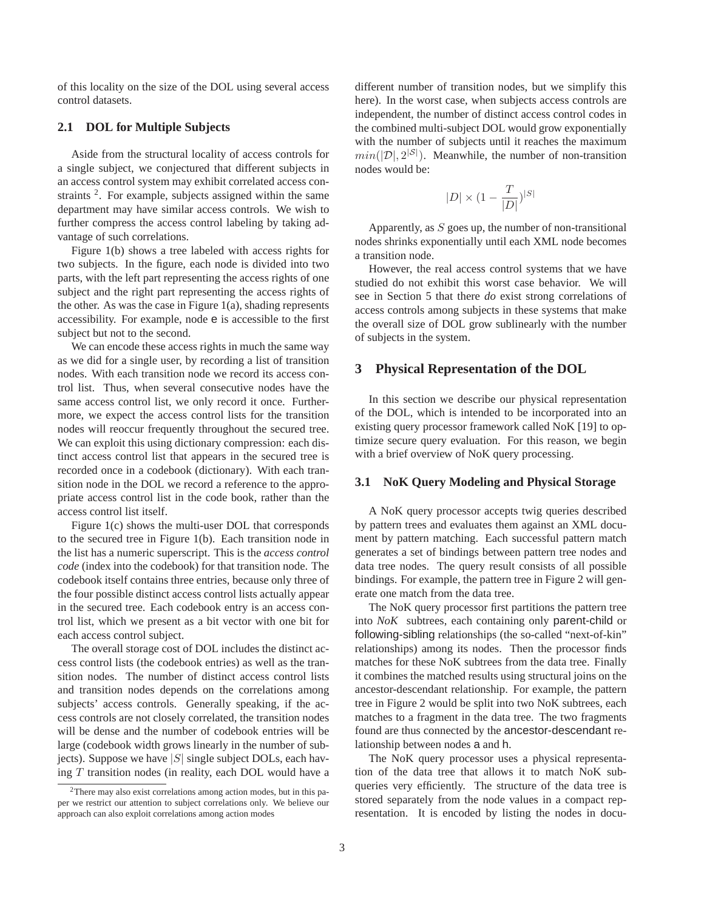of this locality on the size of the DOL using several access control datasets.

### 2.1 DOL for Multiple Subjects

Aside from the structural locality of access controls for a single subject, we conjectured that different subjects in an access control system may exhibit correlated access constraints [2]. For example, subjects assigned within the same department may have similar access controls. We wish to further compress the access control labeling by taking advantage of such correlations.

Figure 1(b) shows a tree labeled with access rights for two subjects. In the figure, each node is divided into two parts, with the left part representing the access rights of one subject and the right part representing the access rights of the other. As was the case in Figure 1(a), shading represents accessibility. For example, node e is accessible to the first subject but not to the second.

We can encode these access rights in much the same way as we did for a single user, by recording a list of transition nodes. With each transition node we record its access control list. Thus, when several consecutive nodes have the same access control list, we only record it once. Furthermore, we expect the access control lists for the transition nodes will reoccur frequently throughout the secured tree. We can exploit this using dictionary compression: each distinct access control list that appears in the secured tree is recorded once in a codebook (dictionary). With each transition node in the DOL we record a reference to the appropriate access control list in the code book, rather than the access control list itself.

Figure 1(c) shows the multi-user DOL that corresponds to the secured tree in Figure 1(b). Each transition node in the list has a numeric superscript. This is the *access control code* (index into the codebook) for that transition node. The codebook itself contains three entries, because only three of the four possible distinct access control lists actually appear in the secured tree. Each codebook entry is an access control list, which we present as a bit vector with one bit for each access control subject.

The overall storage cost of DOL includes the distinct access control lists (the codebook entries) as well as the transition nodes. The number of distinct access control lists and transition nodes depends on the correlations among subjects' access controls. Generally speaking, if the access controls are not closely correlated, the transition nodes will be dense and the number of codebook entries will be large (codebook width grows linearly in the number of subjects). Suppose we have $|S|$ single subject DOLs, each having $T$ transition nodes (in reality, each DOL would have a different number of transition nodes, but we simplify this here). In the worst case, when subjects access controls are independent, the number of distinct access control codes in the combined multi-subject DOL would grow exponentially with the number of subjects until it reaches the maximum $min(|\mathcal{D}|, 2^{|\mathcal{S}|})$. Meanwhile, the number of non-transition nodes would be:

$$|D| \times (1 - \frac{T}{|D|})^{|S|}$$

Apparently, as $S$ goes up, the number of non-transitional nodes shrinks exponentially until each XML node becomes a transition node.

However, the real access control systems that we have studied do not exhibit this worst case behavior. We will see in Section 5 that there *do* exist strong correlations of access controls among subjects in these systems that make the overall size of DOL grow sublinearly with the number of subjects in the system.

[2] There may also exist correlations among action modes, but in this paper we restrict our attention to subject correlations only. We believe our approach can also exploit correlations among action modes

## 3 Physical Representation of the DOL

In this section we describe our physical representation of the DOL, which is intended to be incorporated into an existing query processor framework called NoK [19] to optimize secure query evaluation. For this reason, we begin with a brief overview of NoK query processing.

### 3.1 NoK Query Modeling and Physical Storage

A NoK query processor accepts twig queries described by pattern trees and evaluates them against an XML document by pattern matching. Each successful pattern match generates a set of bindings between pattern tree nodes and data tree nodes. The query result consists of all possible bindings. For example, the pattern tree in Figure 2 will generate one match from the data tree.

The NoK query processor first partitions the pattern tree into *NoK* subtrees, each containing only parent-child or following-sibling relationships (the so-called "next-of-kin" relationships) among its nodes. Then the processor finds matches for these NoK subtrees from the data tree. Finally it combines the matched results using structural joins on the ancestor-descendant relationship. For example, the pattern tree in Figure 2 would be split into two NoK subtrees, each matches to a fragment in the data tree. The two fragments found are thus connected by the ancestor-descendant relationship between nodes a and h.

The NoK query processor uses a physical representation of the data tree that allows it to match NoK subqueries very efficiently. The structure of the data tree is stored separately from the node values in a compact representation. It is encoded by listing the nodes in docu-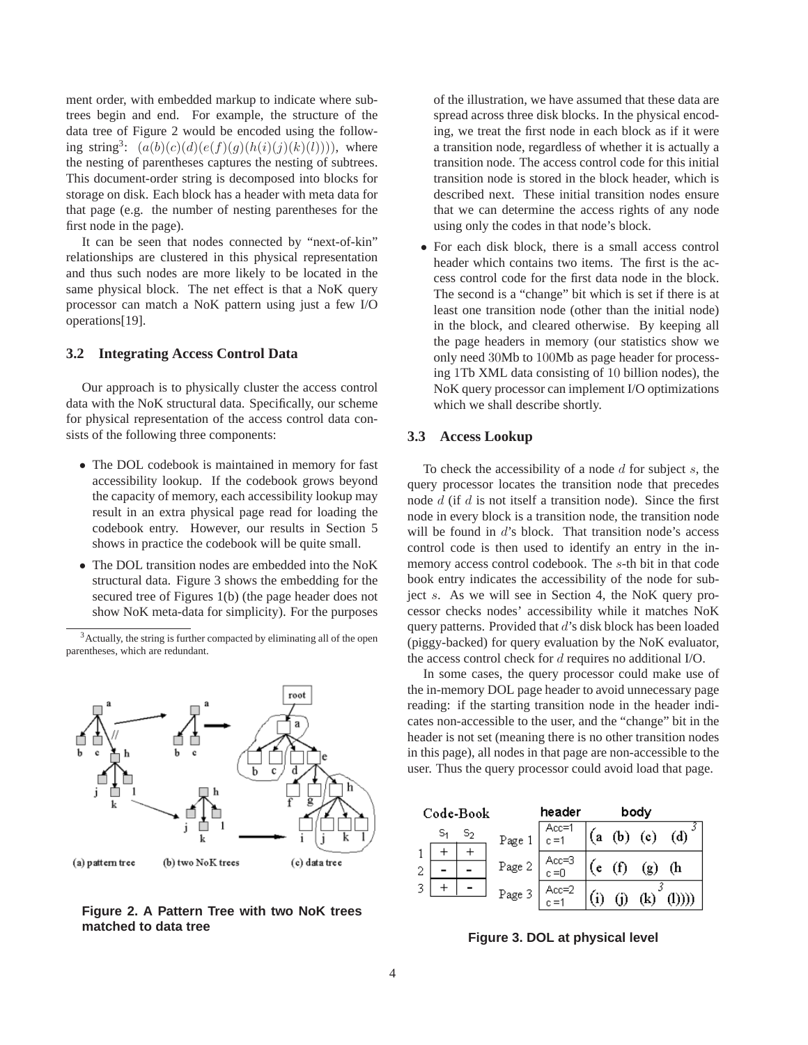ment order, with embedded markup to indicate where subtrees begin and end. For example, the structure of the data tree of Figure 2 would be encoded using the following string[3]: $(a(b)(c)(d)(e(f)(g)(h(i)(j)(k)(l))))$, where the nesting of parentheses captures the nesting of subtrees. This document-order string is decomposed into blocks for storage on disk. Each block has a header with meta data for that page (e.g. the number of nesting parentheses for the first node in the page).

It can be seen that nodes connected by "next-of-kin" relationships are clustered in this physical representation and thus such nodes are more likely to be located in the same physical block. The net effect is that a NoK query processor can match a NoK pattern using just a few I/O operations[19].

### 3.2 Integrating Access Control Data

Our approach is to physically cluster the access control data with the NoK structural data. Specifically, our scheme for physical representation of the access control data consists of the following three components:

- The DOL codebook is maintained in memory for fast accessibility lookup. If the codebook grows beyond the capacity of memory, each accessibility lookup may result in an extra physical page read for loading the codebook entry. However, our results in Section 5 shows in practice the codebook will be quite small.
- The DOL transition nodes are embedded into the NoK structural data. Figure 3 shows the embedding for the secured tree of Figures 1(b) (the page header does not show NoK meta-data for simplicity). For the purposes of the illustration, we have assumed that these data are spread across three disk blocks. In the physical encoding, we treat the first node in each block as if it were a transition node, regardless of whether it is actually a transition node. The access control code for this initial transition node is stored in the block header, which is described next. These initial transition nodes ensure that we can determine the access rights of any node using only the codes in that node's block.
- For each disk block, there is a small access control header which contains two items. The first is the access control code for the first data node in the block. The second is a "change" bit which is set if there is at least one transition node (other than the initial node) in the block, and cleared otherwise. By keeping all the page headers in memory (our statistics show we only need 30Mb to 100Mb as page header for processing 1Tb XML data consisting of 10 billion nodes), the NoK query processor can implement I/O optimizations which we shall describe shortly.

[3] Actually, the string is further compacted by eliminating all of the open parentheses, which are redundant.

(a) pattern tree (b) two NoK trees (c) data tree

**Figure 2. A Pattern Tree with two NoK trees matched to data tree**

### 3.3 Access Lookup

To check the accessibility of a node $d$ for subject $s$, the query processor locates the transition node that precedes node $d$ (if $d$ is not itself a transition node). Since the first node in every block is a transition node, the transition node will be found in $d$'s block. That transition node's access control code is then used to identify an entry in the in-memory access control codebook. The $s$-th bit in that code book entry indicates the accessibility of the node for subject $s$. As we will see in Section 4, the NoK query processor checks nodes' accessibility while it matches NoK query patterns. Provided that $d$'s disk block has been loaded (piggy-backed) for query evaluation by the NoK evaluator, the access control check for $d$ requires no additional I/O.

In some cases, the query processor could make use of the in-memory DOL page header to avoid unnecessary page reading: if the starting transition node in the header indicates non-accessible to the user, and the "change" bit in the header is not set (meaning there is no other transition nodes in this page), all nodes in that page are non-accessible to the user. Thus the query processor could avoid load that page.

Code-Book

| | $S_1$ | $S_2$ |
|---|---|---|
| 1 | + | + |
| 2 | - | - |
| 3 | + | - |

| | header | body |
|---|---|---|
| Page 1 | Acc=1, c=1 | (a (b) (c) (d)[3] |
| Page 2 | Acc=3, c=0 | (e (f) (g) (h |
| Page 3 | Acc=2, c=1 | (i) (j) (k)[3] (l)))) |

**Figure 3. DOL at physical level**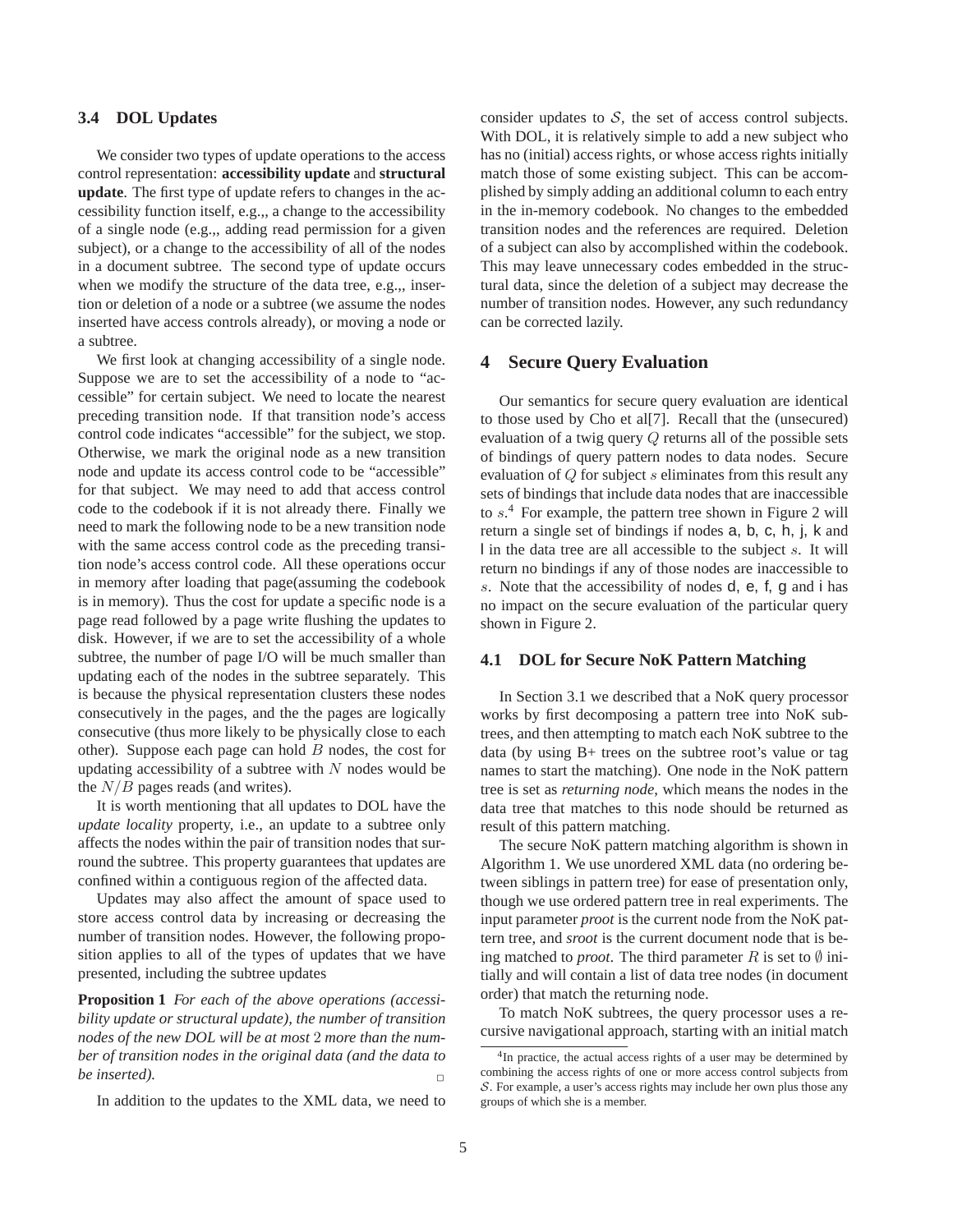### 3.4 DOL Updates

We consider two types of update operations to the access control representation: **accessibility update** and **structural update**. The first type of update refers to changes in the accessibility function itself, e.g.,, a change to the accessibility of a single node (e.g.,, adding read permission for a given subject), or a change to the accessibility of all of the nodes in a document subtree. The second type of update occurs when we modify the structure of the data tree, e.g.,, insertion or deletion of a node or a subtree (we assume the nodes inserted have access controls already), or moving a node or a subtree.

We first look at changing accessibility of a single node. Suppose we are to set the accessibility of a node to "accessible" for certain subject. We need to locate the nearest preceding transition node. If that transition node's access control code indicates "accessible" for the subject, we stop. Otherwise, we mark the original node as a new transition node and update its access control code to be "accessible" for that subject. We may need to add that access control code to the codebook if it is not already there. Finally we need to mark the following node to be a new transition node with the same access control code as the preceding transition node's access control code. All these operations occur in memory after loading that page(assuming the codebook is in memory). Thus the cost for update a specific node is a page read followed by a page write flushing the updates to disk. However, if we are to set the accessibility of a whole subtree, the number of page I/O will be much smaller than updating each of the nodes in the subtree separately. This is because the physical representation clusters these nodes consecutively in the pages, and the the pages are logically consecutive (thus more likely to be physically close to each other). Suppose each page can hold $B$ nodes, the cost for updating accessibility of a subtree with $N$ nodes would be the $N/B$ pages reads (and writes).

It is worth mentioning that all updates to DOL have the *update locality* property, i.e., an update to a subtree only affects the nodes within the pair of transition nodes that surround the subtree. This property guarantees that updates are confined within a contiguous region of the affected data.

Updates may also affect the amount of space used to store access control data by increasing or decreasing the number of transition nodes. However, the following proposition applies to all of the types of updates that we have presented, including the subtree updates

**Proposition 1** *For each of the above operations (accessibility update or structural update), the number of transition nodes of the new DOL will be at most* 2 *more than the number of transition nodes in the original data (and the data to be inserted).* □

In addition to the updates to the XML data, we need to consider updates to $\mathcal{S}$, the set of access control subjects. With DOL, it is relatively simple to add a new subject who has no (initial) access rights, or whose access rights initially match those of some existing subject. This can be accomplished by simply adding an additional column to each entry in the in-memory codebook. No changes to the embedded transition nodes and the references are required. Deletion of a subject can also by accomplished within the codebook. This may leave unnecessary codes embedded in the structural data, since the deletion of a subject may decrease the number of transition nodes. However, any such redundancy can be corrected lazily.

## 4 Secure Query Evaluation

Our semantics for secure query evaluation are identical to those used by Cho et al[7]. Recall that the (unsecured) evaluation of a twig query $Q$ returns all of the possible sets of bindings of query pattern nodes to data nodes. Secure evaluation of $Q$ for subject $s$ eliminates from this result any sets of bindings that include data nodes that are inaccessible to $s$.[4] For example, the pattern tree shown in Figure 2 will return a single set of bindings if nodes a, b, c, h, j, k and l in the data tree are all accessible to the subject $s$. It will return no bindings if any of those nodes are inaccessible to $s$. Note that the accessibility of nodes d, e, f, g and i has no impact on the secure evaluation of the particular query shown in Figure 2.

### 4.1 DOL for Secure NoK Pattern Matching

In Section 3.1 we described that a NoK query processor works by first decomposing a pattern tree into NoK subtrees, and then attempting to match each NoK subtree to the data (by using B+ trees on the subtree root's value or tag names to start the matching). One node in the NoK pattern tree is set as *returning node*, which means the nodes in the data tree that matches to this node should be returned as result of this pattern matching.

The secure NoK pattern matching algorithm is shown in Algorithm 1. We use unordered XML data (no ordering between siblings in pattern tree) for ease of presentation only, though we use ordered pattern tree in real experiments. The input parameter *proot* is the current node from the NoK pattern tree, and *sroot* is the current document node that is being matched to *proot*. The third parameter $R$ is set to $\emptyset$ initially and will contain a list of data tree nodes (in document order) that match the returning node.

To match NoK subtrees, the query processor uses a recursive navigational approach, starting with an initial match

[4] In practice, the actual access rights of a user may be determined by combining the access rights of one or more access control subjects from $\mathcal{S}$. For example, a user's access rights may include her own plus those any groups of which she is a member.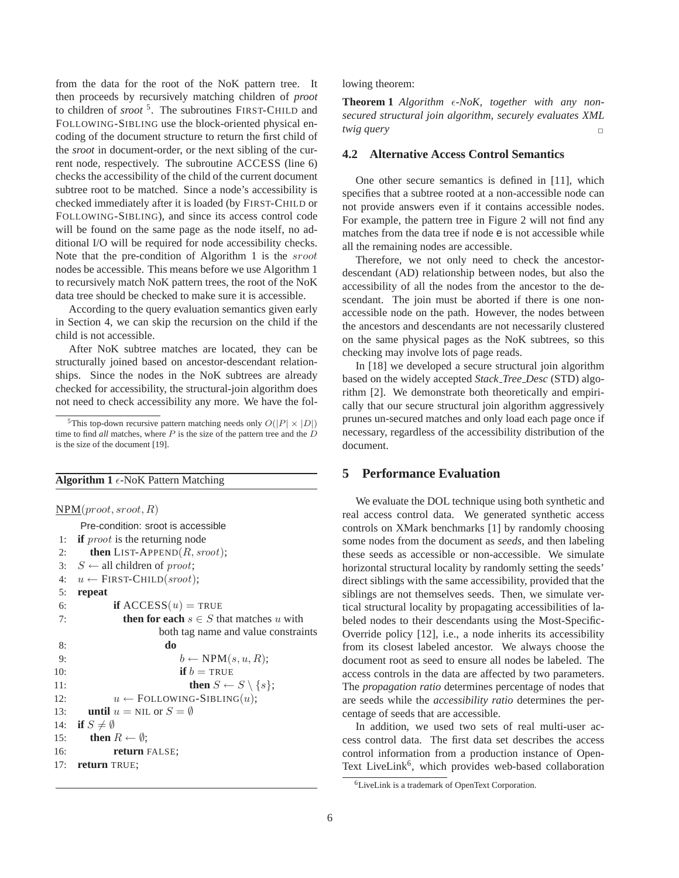from the data for the root of the NoK pattern tree. It then proceeds by recursively matching children of *proot* to children of *sroot* [5]. The subroutines FIRST-CHILD and FOLLOWING-SIBLING use the block-oriented physical encoding of the document structure to return the first child of the *sroot* in document-order, or the next sibling of the current node, respectively. The subroutine ACCESS (line 6) checks the accessibility of the child of the current document subtree root to be matched. Since a node's accessibility is checked immediately after it is loaded (by FIRST-CHILD or FOLLOWING-SIBLING), and since its access control code will be found on the same page as the node itself, no additional I/O will be required for node accessibility checks. Note that the pre-condition of Algorithm 1 is the $sroot$ nodes be accessible. This means before we use Algorithm 1 to recursively match NoK pattern trees, the root of the NoK data tree should be checked to make sure it is accessible.

According to the query evaluation semantics given early in Section 4, we can skip the recursion on the child if the child is not accessible.

After NoK subtree matches are located, they can be structurally joined based on ancestor-descendant relationships. Since the nodes in the NoK subtrees are already checked for accessibility, the structural-join algorithm does not need to check accessibility any more. We have the following theorem:

[5] This top-down recursive pattern matching needs only $O(|P| \times |D|)$ time to find *all* matches, where $P$ is the size of the pattern tree and the $D$ is the size of the document [19].

**Algorithm 1** $\epsilon$-NoK Pattern Matching

```
NPM(proot, sroot, R)
    Pre-condition: sroot is accessible
 1: if proot is the returning node
 2:    then LIST-APPEND(R, sroot);
 3: S ← all children of proot;
 4: u ← FIRST-CHILD(sroot);
 5: repeat
 6:       if ACCESS(u) = TRUE
 7:          then for each s ∈ S that matches u with
                      both tag name and value constraints
 8:                do
 9:                   b ← NPM(s, u, R);
10:                   if b = TRUE
11:                      then S ← S \ {s};
12:       u ← FOLLOWING-SIBLING(u);
13:    until u = NIL or S = ∅
14: if S ≠ ∅
15:    then R ← ∅;
16:         return FALSE;
17: return TRUE;
```

**Theorem 1** *Algorithm $\epsilon$-NoK, together with any non-secured structural join algorithm, securely evaluates XML twig query* □

### 4.2 Alternative Access Control Semantics

One other secure semantics is defined in [11], which specifies that a subtree rooted at a non-accessible node can not provide answers even if it contains accessible nodes. For example, the pattern tree in Figure 2 will not find any matches from the data tree if node e is not accessible while all the remaining nodes are accessible.

Therefore, we not only need to check the ancestor-descendant (AD) relationship between nodes, but also the accessibility of all the nodes from the ancestor to the descendant. The join must be aborted if there is one non-accessible node on the path. However, the nodes between the ancestors and descendants are not necessarily clustered on the same physical pages as the NoK subtrees, so this checking may involve lots of page reads.

In [18] we developed a secure structural join algorithm based on the widely accepted *Stack_Tree_Desc* (STD) algorithm [2]. We demonstrate both theoretically and empirically that our secure structural join algorithm aggressively prunes un-secured matches and only load each page once if necessary, regardless of the accessibility distribution of the document.

## 5 Performance Evaluation

We evaluate the DOL technique using both synthetic and real access control data. We generated synthetic access controls on XMark benchmarks [1] by randomly choosing some nodes from the document as *seeds*, and then labeling these seeds as accessible or non-accessible. We simulate horizontal structural locality by randomly setting the seeds' direct siblings with the same accessibility, provided that the siblings are not themselves seeds. Then, we simulate vertical structural locality by propagating accessibilities of labeled nodes to their descendants using the Most-Specific-Override policy [12], i.e., a node inherits its accessibility from its closest labeled ancestor. We always choose the document root as seed to ensure all nodes be labeled. The access controls in the data are affected by two parameters. The *propagation ratio* determines percentage of nodes that are seeds while the *accessibility ratio* determines the percentage of seeds that are accessible.

In addition, we used two sets of real multi-user access control data. The first data set describes the access control information from a production instance of OpenText LiveLink[6], which provides web-based collaboration

[6] LiveLink is a trademark of OpenText Corporation.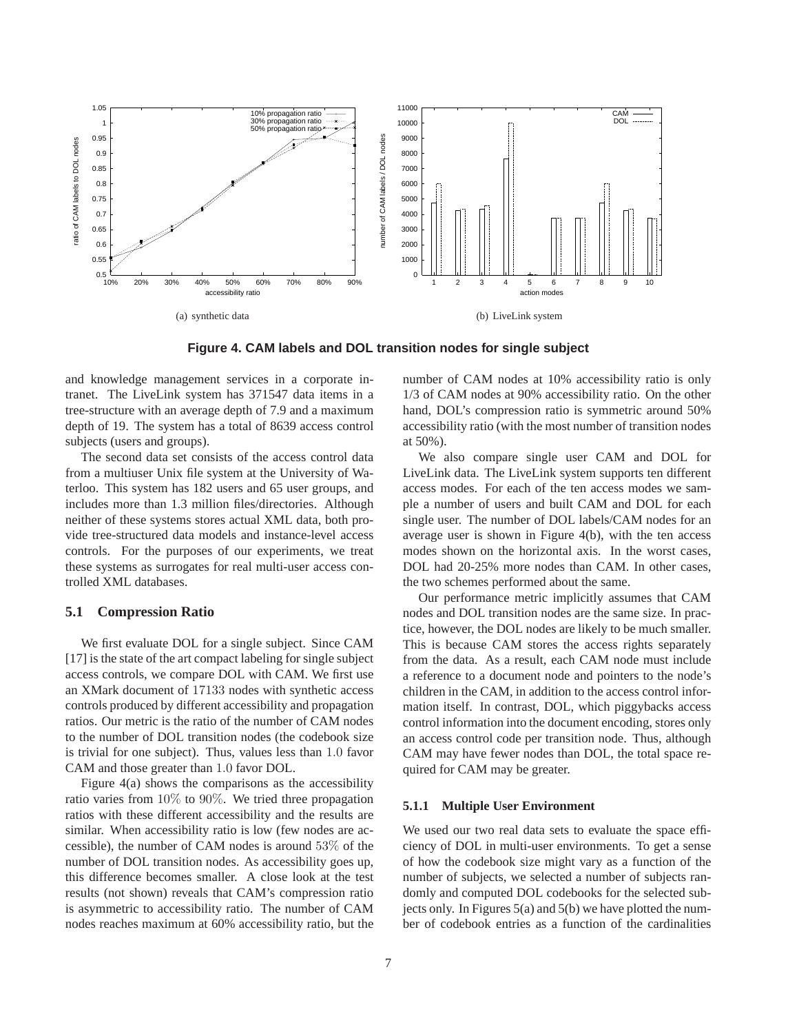(a) synthetic data

(b) LiveLink system

**Figure 4. CAM labels and DOL transition nodes for single subject**

and knowledge management services in a corporate intranet. The LiveLink system has 371547 data items in a tree-structure with an average depth of 7.9 and a maximum depth of 19. The system has a total of 8639 access control subjects (users and groups).

The second data set consists of the access control data from a multiuser Unix file system at the University of Waterloo. This system has 182 users and 65 user groups, and includes more than 1.3 million files/directories. Although neither of these systems stores actual XML data, both provide tree-structured data models and instance-level access controls. For the purposes of our experiments, we treat these systems as surrogates for real multi-user access controlled XML databases.

### 5.1 Compression Ratio

We first evaluate DOL for a single subject. Since CAM [17] is the state of the art compact labeling for single subject access controls, we compare DOL with CAM. We first use an XMark document of $17133$ nodes with synthetic access controls produced by different accessibility and propagation ratios. Our metric is the ratio of the number of CAM nodes to the number of DOL transition nodes (the codebook size is trivial for one subject). Thus, values less than $1.0$ favor CAM and those greater than $1.0$ favor DOL.

Figure 4(a) shows the comparisons as the accessibility ratio varies from $10\%$ to $90\%$. We tried three propagation ratios with these different accessibility and the results are similar. When accessibility ratio is low (few nodes are accessible), the number of CAM nodes is around $53\%$ of the number of DOL transition nodes. As accessibility goes up, this difference becomes smaller. A close look at the test results (not shown) reveals that CAM's compression ratio is asymmetric to accessibility ratio. The number of CAM nodes reaches maximum at 60% accessibility ratio, but the number of CAM nodes at 10% accessibility ratio is only 1/3 of CAM nodes at 90% accessibility ratio. On the other hand, DOL's compression ratio is symmetric around 50% accessibility ratio (with the most number of transition nodes at 50%).

We also compare single user CAM and DOL for LiveLink data. The LiveLink system supports ten different access modes. For each of the ten access modes we sample a number of users and built CAM and DOL for each single user. The number of DOL labels/CAM nodes for an average user is shown in Figure 4(b), with the ten access modes shown on the horizontal axis. In the worst cases, DOL had 20-25% more nodes than CAM. In other cases, the two schemes performed about the same.

Our performance metric implicitly assumes that CAM nodes and DOL transition nodes are the same size. In practice, however, the DOL nodes are likely to be much smaller. This is because CAM stores the access rights separately from the data. As a result, each CAM node must include a reference to a document node and pointers to the node's children in the CAM, in addition to the access control information itself. In contrast, DOL, which piggybacks access control information into the document encoding, stores only an access control code per transition node. Thus, although CAM may have fewer nodes than DOL, the total space required for CAM may be greater.

#### 5.1.1 Multiple User Environment

We used our two real data sets to evaluate the space efficiency of DOL in multi-user environments. To get a sense of how the codebook size might vary as a function of the number of subjects, we selected a number of subjects randomly and computed DOL codebooks for the selected subjects only. In Figures 5(a) and 5(b) we have plotted the number of codebook entries as a function of the cardinalities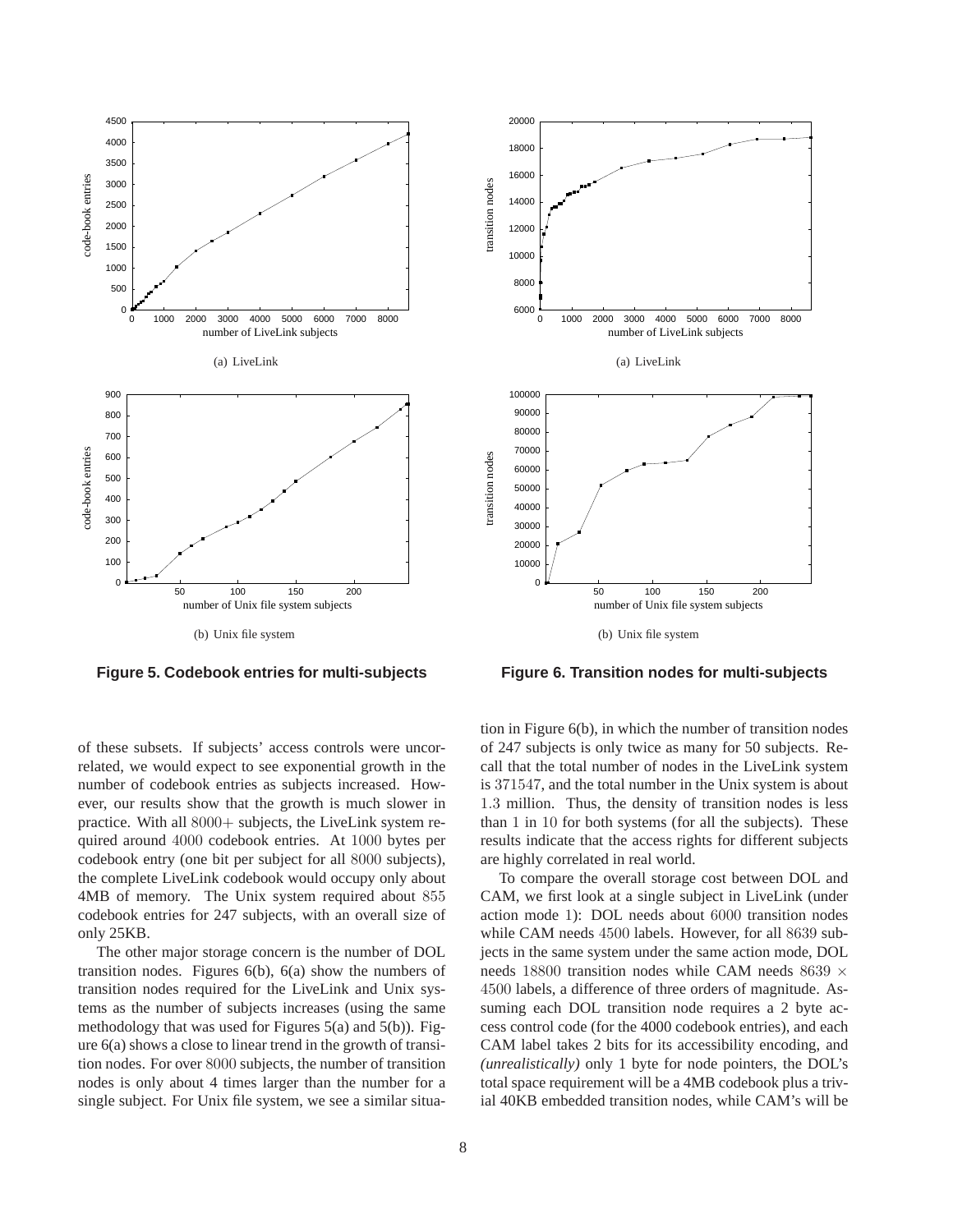(a) LiveLink

(b) Unix file system

**Figure 5. Codebook entries for multi-subjects**

(a) LiveLink

(b) Unix file system

**Figure 6. Transition nodes for multi-subjects**

of these subsets. If subjects' access controls were uncorrelated, we would expect to see exponential growth in the number of codebook entries as subjects increased. However, our results show that the growth is much slower in practice. With all $8000+$ subjects, the LiveLink system required around $4000$ codebook entries. At $1000$ bytes per codebook entry (one bit per subject for all $8000$ subjects), the complete LiveLink codebook would occupy only about 4MB of memory. The Unix system required about $855$ codebook entries for 247 subjects, with an overall size of only 25KB.

The other major storage concern is the number of DOL transition nodes. Figures 6(b), 6(a) show the numbers of transition nodes required for the LiveLink and Unix systems as the number of subjects increases (using the same methodology that was used for Figures 5(a) and 5(b)). Figure 6(a) shows a close to linear trend in the growth of transition nodes. For over $8000$ subjects, the number of transition nodes is only about 4 times larger than the number for a single subject. For Unix file system, we see a similar situation in Figure 6(b), in which the number of transition nodes of 247 subjects is only twice as many for 50 subjects. Recall that the total number of nodes in the LiveLink system is $371547$, and the total number in the Unix system is about $1.3$ million. Thus, the density of transition nodes is less than $1$ in $10$ for both systems (for all the subjects). These results indicate that the access rights for different subjects are highly correlated in real world.

To compare the overall storage cost between DOL and CAM, we first look at a single subject in LiveLink (under action mode 1): DOL needs about $6000$ transition nodes while CAM needs $4500$ labels. However, for all $8639$ subjects in the same system under the same action mode, DOL needs $18800$ transition nodes while CAM needs $8639 \times 4500$ labels, a difference of three orders of magnitude. Assuming each DOL transition node requires a 2 byte access control code (for the 4000 codebook entries), and each CAM label takes 2 bits for its accessibility encoding, and *(unrealistically)* only 1 byte for node pointers, the DOL's total space requirement will be a 4MB codebook plus a trivial 40KB embedded transition nodes, while CAM's will be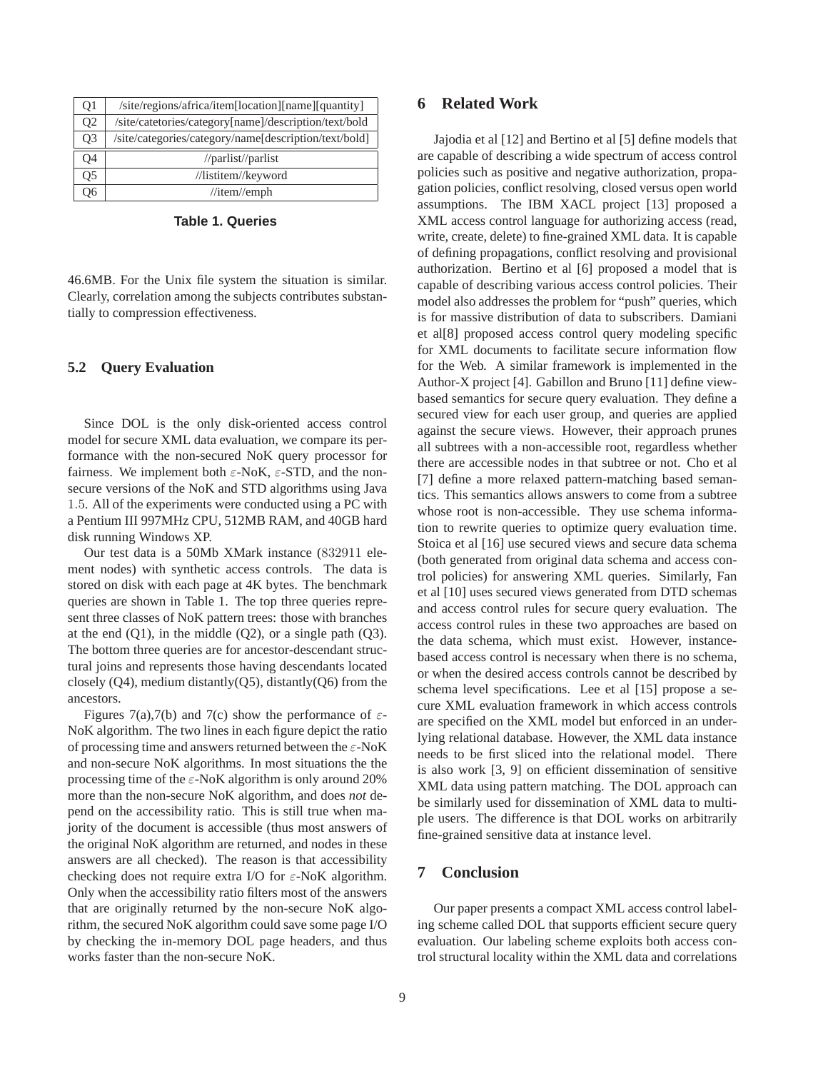| Q1 | /site/regions/africa/item[location][name][quantity] |
|---|---|
| Q2 | /site/catetories/category[name]/description/text/bold |
| Q3 | /site/categories/category/name[description/text/bold] |
| Q4 | //parlist//parlist |
| Q5 | //listitem//keyword |
| Q6 | //item//emph |

**Table 1. Queries**

46.6MB. For the Unix file system the situation is similar. Clearly, correlation among the subjects contributes substantially to compression effectiveness.

### 5.2 Query Evaluation

Since DOL is the only disk-oriented access control model for secure XML data evaluation, we compare its performance with the non-secured NoK query processor for fairness. We implement both $\varepsilon$-NoK, $\varepsilon$-STD, and the non-secure versions of the NoK and STD algorithms using Java 1.5. All of the experiments were conducted using a PC with a Pentium III 997MHz CPU, 512MB RAM, and 40GB hard disk running Windows XP.

Our test data is a 50Mb XMark instance (832911 element nodes) with synthetic access controls. The data is stored on disk with each page at 4K bytes. The benchmark queries are shown in Table 1. The top three queries represent three classes of NoK pattern trees: those with branches at the end (Q1), in the middle (Q2), or a single path (Q3). The bottom three queries are for ancestor-descendant structural joins and represents those having descendants located closely (Q4), medium distantly(Q5), distantly(Q6) from the ancestors.

Figures 7(a),7(b) and 7(c) show the performance of $\varepsilon$-NoK algorithm. The two lines in each figure depict the ratio of processing time and answers returned between the $\varepsilon$-NoK and non-secure NoK algorithms. In most situations the the processing time of the $\varepsilon$-NoK algorithm is only around 20% more than the non-secure NoK algorithm, and does *not* depend on the accessibility ratio. This is still true when majority of the document is accessible (thus most answers of the original NoK algorithm are returned, and nodes in these answers are all checked). The reason is that accessibility checking does not require extra I/O for $\varepsilon$-NoK algorithm. Only when the accessibility ratio filters most of the answers that are originally returned by the non-secure NoK algorithm, the secured NoK algorithm could save some page I/O by checking the in-memory DOL page headers, and thus works faster than the non-secure NoK.

## 6 Related Work

Jajodia et al [12] and Bertino et al [5] define models that are capable of describing a wide spectrum of access control policies such as positive and negative authorization, propagation policies, conflict resolving, closed versus open world assumptions. The IBM XACL project [13] proposed a XML access control language for authorizing access (read, write, create, delete) to fine-grained XML data. It is capable of defining propagations, conflict resolving and provisional authorization. Bertino et al [6] proposed a model that is capable of describing various access control policies. Their model also addresses the problem for "push" queries, which is for massive distribution of data to subscribers. Damiani et al[8] proposed access control query modeling specific for XML documents to facilitate secure information flow for the Web. A similar framework is implemented in the Author-X project [4]. Gabillon and Bruno [11] define view-based semantics for secure query evaluation. They define a secured view for each user group, and queries are applied against the secure views. However, their approach prunes all subtrees with a non-accessible root, regardless whether there are accessible nodes in that subtree or not. Cho et al [7] define a more relaxed pattern-matching based semantics. This semantics allows answers to come from a subtree whose root is non-accessible. They use schema information to rewrite queries to optimize query evaluation time. Stoica et al [16] use secured views and secure data schema (both generated from original data schema and access control policies) for answering XML queries. Similarly, Fan et al [10] uses secured views generated from DTD schemas and access control rules for secure query evaluation. The access control rules in these two approaches are based on the data schema, which must exist. However, instance-based access control is necessary when there is no schema, or when the desired access controls cannot be described by schema level specifications. Lee et al [15] propose a secure XML evaluation framework in which access controls are specified on the XML model but enforced in an underlying relational database. However, the XML data instance needs to be first sliced into the relational model. There is also work [3, 9] on efficient dissemination of sensitive XML data using pattern matching. The DOL approach can be similarly used for dissemination of XML data to multiple users. The difference is that DOL works on arbitrarily fine-grained sensitive data at instance level.

## 7 Conclusion

Our paper presents a compact XML access control labeling scheme called DOL that supports efficient secure query evaluation. Our labeling scheme exploits both access control structural locality within the XML data and correlations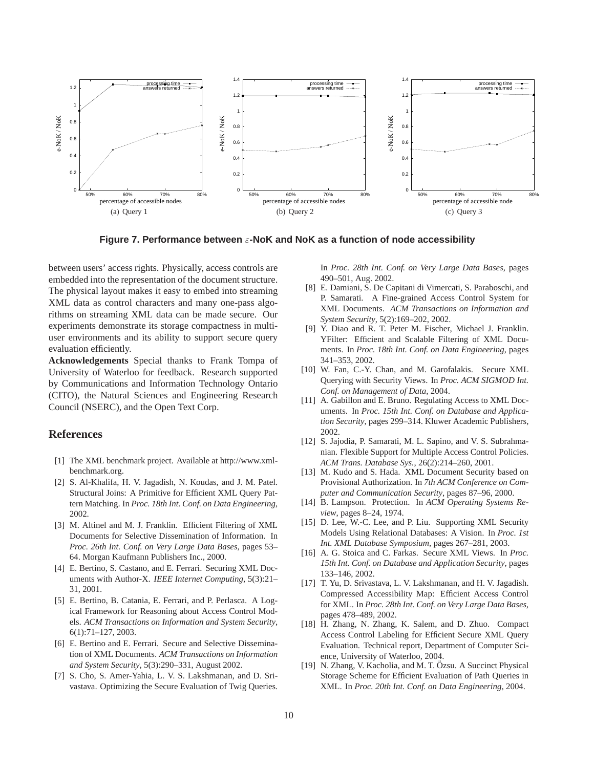processing time
answers returned
1.2
1
0.8
0.6
0.4
0.2
0
e-NoK / NoK
50% 60% 70% 80%
percentage of accessible nodes
(a) Query 1

1.4
1.2
1
0.8
0.6
0.4
0.2
0
processing time
answers returned
e-NoK / NoK
50% 60% 70% 80%
percentage of accessible nodes
(b) Query 2

1.4
1.2
1
0.8
0.6
0.4
0.2
0
processing time
answers returned
e-NoK / NoK
50% 60% 70% 80%
percentage of accessible node
(c) Query 3

**Figure 7. Performance between $\varepsilon$-NoK and NoK as a function of node accessibility**

between users' access rights. Physically, access controls are embedded into the representation of the document structure. The physical layout makes it easy to embed into streaming XML data as control characters and many one-pass algorithms on streaming XML data can be made secure. Our experiments demonstrate its storage compactness in multi-user environments and its ability to support secure query evaluation efficiently.

**Acknowledgements** Special thanks to Frank Tompa of University of Waterloo for feedback. Research supported by Communications and Information Technology Ontario (CITO), the Natural Sciences and Engineering Research Council (NSERC), and the Open Text Corp.

## References

[1] The XML benchmark project. Available at http://www.xml-benchmark.org.

[2] S. Al-Khalifa, H. V. Jagadish, N. Koudas, and J. M. Patel. Structural Joins: A Primitive for Efficient XML Query Pattern Matching. In *Proc. 18th Int. Conf. on Data Engineering*, 2002.

[3] M. Altinel and M. J. Franklin. Efficient Filtering of XML Documents for Selective Dissemination of Information. In *Proc. 26th Int. Conf. on Very Large Data Bases*, pages 53–64. Morgan Kaufmann Publishers Inc., 2000.

[4] E. Bertino, S. Castano, and E. Ferrari. Securing XML Documents with Author-X. *IEEE Internet Computing*, 5(3):21–31, 2001.

[5] E. Bertino, B. Catania, E. Ferrari, and P. Perlasca. A Logical Framework for Reasoning about Access Control Models. *ACM Transactions on Information and System Security*, 6(1):71–127, 2003.

[6] E. Bertino and E. Ferrari. Secure and Selective Dissemination of XML Documents. *ACM Transactions on Information and System Security*, 5(3):290–331, August 2002.

[7] S. Cho, S. Amer-Yahia, L. V. S. Lakshmanan, and D. Srivastava. Optimizing the Secure Evaluation of Twig Queries. In *Proc. 28th Int. Conf. on Very Large Data Bases*, pages 490–501, Aug. 2002.

[8] E. Damiani, S. De Capitani di Vimercati, S. Paraboschi, and P. Samarati. A Fine-grained Access Control System for XML Documents. *ACM Transactions on Information and System Security*, 5(2):169–202, 2002.

[9] Y. Diao and R. T. Peter M. Fischer, Michael J. Franklin. YFilter: Efficient and Scalable Filtering of XML Documents. In *Proc. 18th Int. Conf. on Data Engineering*, pages 341–353, 2002.

[10] W. Fan, C.-Y. Chan, and M. Garofalakis. Secure XML Querying with Security Views. In *Proc. ACM SIGMOD Int. Conf. on Management of Data*, 2004.

[11] A. Gabillon and E. Bruno. Regulating Access to XML Documents. In *Proc. 15th Int. Conf. on Database and Application Security*, pages 299–314. Kluwer Academic Publishers, 2002.

[12] S. Jajodia, P. Samarati, M. L. Sapino, and V. S. Subrahmanian. Flexible Support for Multiple Access Control Policies. *ACM Trans. Database Sys.*, 26(2):214–260, 2001.

[13] M. Kudo and S. Hada. XML Document Security based on Provisional Authorization. In *7th ACM Conference on Computer and Communication Security*, pages 87–96, 2000.

[14] B. Lampson. Protection. In *ACM Operating Systems Review*, pages 8–24, 1974.

[15] D. Lee, W.-C. Lee, and P. Liu. Supporting XML Security Models Using Relational Databases: A Vision. In *Proc. 1st Int. XML Database Symposium*, pages 267–281, 2003.

[16] A. G. Stoica and C. Farkas. Secure XML Views. In *Proc. 15th Int. Conf. on Database and Application Security*, pages 133–146, 2002.

[17] T. Yu, D. Srivastava, L. V. Lakshmanan, and H. V. Jagadish. Compressed Accessibility Map: Efficient Access Control for XML. In *Proc. 28th Int. Conf. on Very Large Data Bases*, pages 478–489, 2002.

[18] H. Zhang, N. Zhang, K. Salem, and D. Zhuo. Compact Access Control Labeling for Efficient Secure XML Query Evaluation. Technical report, Department of Computer Science, University of Waterloo, 2004.

[19] N. Zhang, V. Kacholia, and M. T. Özsu. A Succinct Physical Storage Scheme for Efficient Evaluation of Path Queries in XML. In *Proc. 20th Int. Conf. on Data Engineering*, 2004.